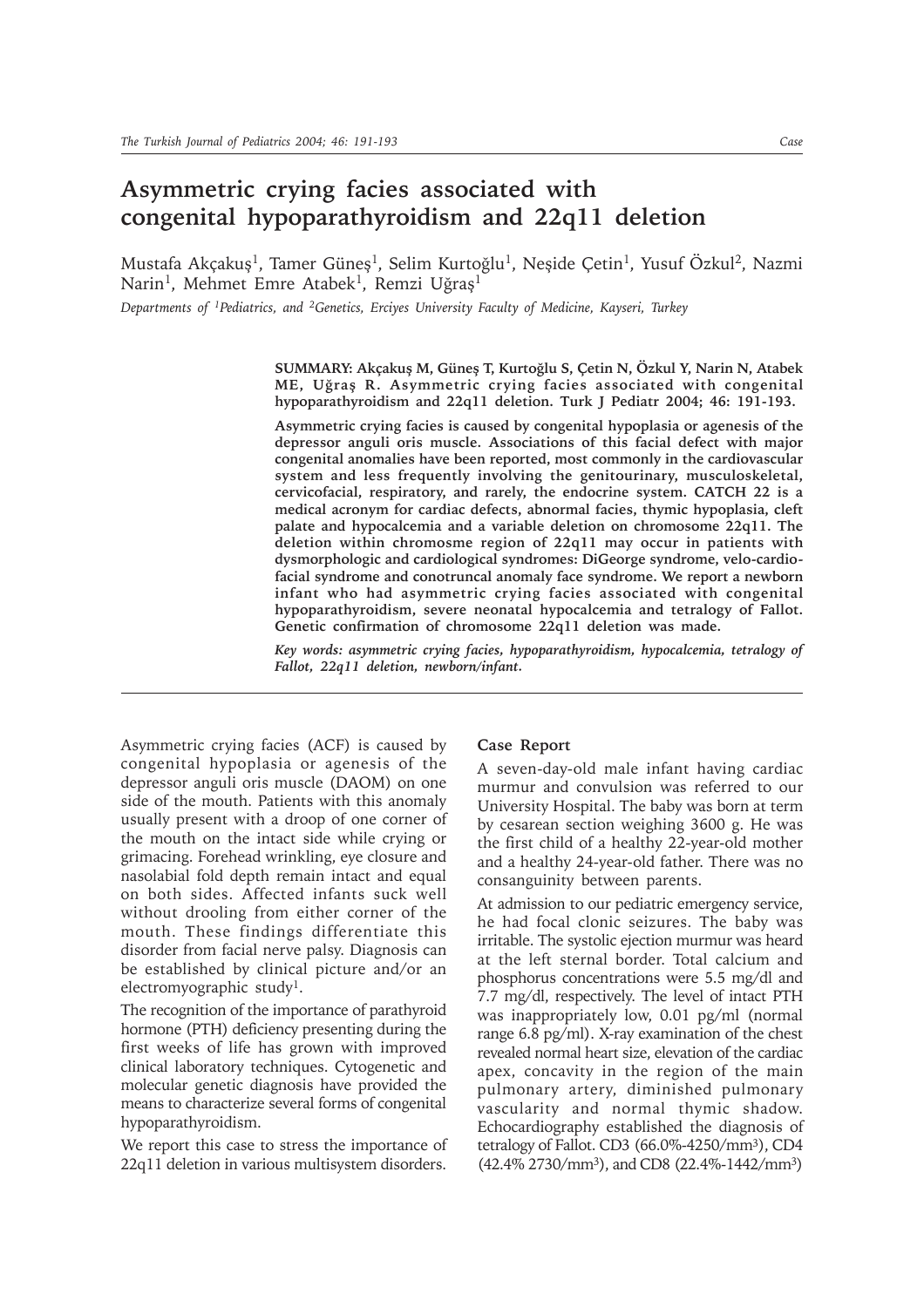# Asymmetric crying facies associated with congenital hypoparathyroidism and 22q11 deletion

Mustafa Akçakuş[1], Tamer Güneş[1], Selim Kurtoğlu[1], Neşide Çetin[1], Yusuf Özkul[2], Nazmi Narin[1], Mehmet Emre Atabek[1], Remzi Uğraş[1]

*Departments of [1]Pediatrics, and [2]Genetics, Erciyes University Faculty of Medicine, Kayseri, Turkey*

**SUMMARY: Akçakuş M, Güneş T, Kurtoğlu S, Çetin N, Özkul Y, Narin N, Atabek ME, Uğraş R. Asymmetric crying facies associated with congenital hypoparathyroidism and 22q11 deletion. Turk J Pediatr 2004; 46: 191-193.**

**Asymmetric crying facies is caused by congenital hypoplasia or agenesis of the depressor anguli oris muscle. Associations of this facial defect with major congenital anomalies have been reported, most commonly in the cardiovascular system and less frequently involving the genitourinary, musculoskeletal, cervicofacial, respiratory, and rarely, the endocrine system. CATCH 22 is a medical acronym for cardiac defects, abnormal facies, thymic hypoplasia, cleft palate and hypocalcemia and a variable deletion on chromosome 22q11. The deletion within chromosme region of 22q11 may occur in patients with dysmorphologic and cardiological syndromes: DiGeorge syndrome, velo-cardio-facial syndrome and conotruncal anomaly face syndrome. We report a newborn infant who had asymmetric crying facies associated with congenital hypoparathyroidism, severe neonatal hypocalcemia and tetralogy of Fallot. Genetic confirmation of chromosome 22q11 deletion was made.**

***Key words: asymmetric crying facies, hypoparathyroidism, hypocalcemia, tetralogy of Fallot, 22q11 deletion, newborn/infant.***

---

Asymmetric crying facies (ACF) is caused by congenital hypoplasia or agenesis of the depressor anguli oris muscle (DAOM) on one side of the mouth. Patients with this anomaly usually present with a droop of one corner of the mouth on the intact side while crying or grimacing. Forehead wrinkling, eye closure and nasolabial fold depth remain intact and equal on both sides. Affected infants suck well without drooling from either corner of the mouth. These findings differentiate this disorder from facial nerve palsy. Diagnosis can be established by clinical picture and/or an electromyographic study[1].

The recognition of the importance of parathyroid hormone (PTH) deficiency presenting during the first weeks of life has grown with improved clinical laboratory techniques. Cytogenetic and molecular genetic diagnosis have provided the means to characterize several forms of congenital hypoparathyroidism.

We report this case to stress the importance of 22q11 deletion in various multisystem disorders.

## Case Report

A seven-day-old male infant having cardiac murmur and convulsion was referred to our University Hospital. The baby was born at term by cesarean section weighing 3600 g. He was the first child of a healthy 22-year-old mother and a healthy 24-year-old father. There was no consanguinity between parents.

At admission to our pediatric emergency service, he had focal clonic seizures. The baby was irritable. The systolic ejection murmur was heard at the left sternal border. Total calcium and phosphorus concentrations were 5.5 mg/dl and 7.7 mg/dl, respectively. The level of intact PTH was inappropriately low, 0.01 pg/ml (normal range 6.8 pg/ml). X-ray examination of the chest revealed normal heart size, elevation of the cardiac apex, concavity in the region of the main pulmonary artery, diminished pulmonary vascularity and normal thymic shadow. Echocardiography established the diagnosis of tetralogy of Fallot. CD3 (66.0%-4250/mm$^3$), CD4 (42.4% 2730/mm$^3$), and CD8 (22.4%-1442/mm$^3$)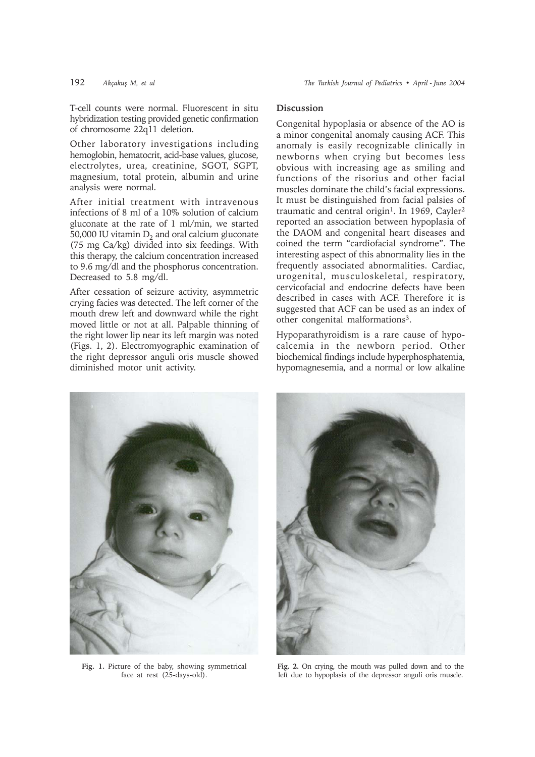T-cell counts were normal. Fluorescent in situ hybridization testing provided genetic confirmation of chromosome 22q11 deletion.

Other laboratory investigations including hemoglobin, hematocrit, acid-base values, glucose, electrolytes, urea, creatinine, SGOT, SGPT, magnesium, total protein, albumin and urine analysis were normal.

After initial treatment with intravenous infections of 8 ml of a 10% solution of calcium gluconate at the rate of 1 ml/min, we started 50,000 IU vitamin $D_2$ and oral calcium gluconate (75 mg Ca/kg) divided into six feedings. With this therapy, the calcium concentration increased to 9.6 mg/dl and the phosphorus concentration. Decreased to 5.8 mg/dl.

After cessation of seizure activity, asymmetric crying facies was detected. The left corner of the mouth drew left and downward while the right moved little or not at all. Palpable thinning of the right lower lip near its left margin was noted (Figs. 1, 2). Electromyographic examination of the right depressor anguli oris muscle showed diminished motor unit activity.

## Discussion

Congenital hypoplasia or absence of the AO is a minor congenital anomaly causing ACF. This anomaly is easily recognizable clinically in newborns when crying but becomes less obvious with increasing age as smiling and functions of the risorius and other facial muscles dominate the child's facial expressions. It must be distinguished from facial palsies of traumatic and central origin[1]. In 1969, Cayler[2] reported an association between hypoplasia of the DAOM and congenital heart diseases and coined the term "cardiofacial syndrome". The interesting aspect of this abnormality lies in the frequently associated abnormalities. Cardiac, urogenital, musculoskeletal, respiratory, cervicofacial and endocrine defects have been described in cases with ACF. Therefore it is suggested that ACF can be used as an index of other congenital malformations[3].

Hypoparathyroidism is a rare cause of hypocalcemia in the newborn period. Other biochemical findings include hyperphosphatemia, hypomagnesemia, and a normal or low alkaline

**Fig. 1.** Picture of the baby, showing symmetrical face at rest (25-days-old).

**Fig. 2.** On crying, the mouth was pulled down and to the left due to hypoplasia of the depressor anguli oris muscle.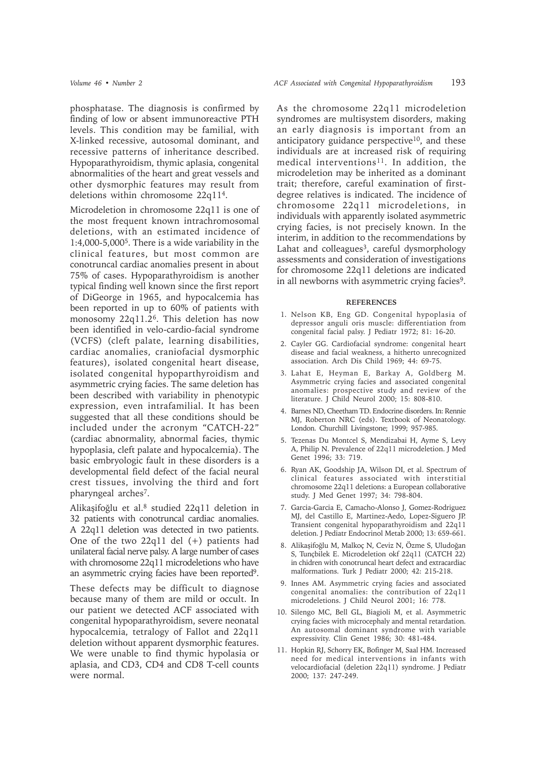phosphatase. The diagnosis is confirmed by finding of low or absent immunoreactive PTH levels. This condition may be familial, with X-linked recessive, autosomal dominant, and recessive patterns of inheritance described. Hypoparathyroidism, thymic aplasia, congenital abnormalities of the heart and great vessels and other dysmorphic features may result from deletions within chromosome 22q11[4].

Microdeletion in chromosome 22q11 is one of the most frequent known intrachromosomal deletions, with an estimated incidence of 1:4,000-5,000[5]. There is a wide variability in the clinical features, but most common are conotruncal cardiac anomalies present in about 75% of cases. Hypoparathyroidism is another typical finding well known since the first report of DiGeorge in 1965, and hypocalcemia has been reported in up to 60% of patients with monosomy 22q11.2[6]. This deletion has now been identified in velo-cardio-facial syndrome (VCFS) (cleft palate, learning disabilities, cardiac anomalies, craniofacial dysmorphic features), isolated congenital heart disease, isolated congenital hypoparthyroidism and asymmetric crying facies. The same deletion has been described with variability in phenotypic expression, even intrafamilial. It has been suggested that all these conditions should be included under the acronym "CATCH-22" (cardiac abnormality, abnormal facies, thymic hypoplasia, cleft palate and hypocalcemia). The basic embryologic fault in these disorders is a developmental field defect of the facial neural crest tissues, involving the third and fort pharyngeal arches[7].

Alikaşifoğlu et al.[8] studied 22q11 deletion in 32 patients with conotruncal cardiac anomalies. A 22q11 deletion was detected in two patients. One of the two 22q11 del (+) patients had unilateral facial nerve palsy. A large number of cases with chromosome 22q11 microdeletions who have an asymmetric crying facies have been reported[9].

These defects may be difficult to diagnose because many of them are mild or occult. In our patient we detected ACF associated with congenital hypoparathyroidism, severe neonatal hypocalcemia, tetralogy of Fallot and 22q11 deletion without apparent dysmorphic features. We were unable to find thymic hypolasia or aplasia, and CD3, CD4 and CD8 T-cell counts were normal.

As the chromosome 22q11 microdeletion syndromes are multisystem disorders, making an early diagnosis is important from an anticipatory guidance perspective[10], and these individuals are at increased risk of requiring medical interventions[11]. In addition, the microdeletion may be inherited as a dominant trait; therefore, careful examination of first-degree relatives is indicated. The incidence of chromosome 22q11 microdeletions, in individuals with apparently isolated asymmetric crying facies, is not precisely known. In the interim, in addition to the recommendations by Lahat and colleagues[3], careful dysmorphology assessments and consideration of investigations for chromosome 22q11 deletions are indicated in all newborns with asymmetric crying facies[9].

## REFERENCES

1. Nelson KB, Eng GD. Congenital hypoplasia of depressor anguli oris muscle: differentiation from congenital facial palsy. J Pediatr 1972; 81: 16-20.
2. Cayler GG. Cardiofacial syndrome: congenital heart disease and facial weakness, a hitherto unrecognized association. Arch Dis Child 1969; 44: 69-75.
3. Lahat E, Heyman E, Barkay A, Goldberg M. Asymmetric crying facies and associated congenital anomalies: prospective study and review of the literature. J Child Neurol 2000; 15: 808-810.
4. Barnes ND, Cheetham TD. Endocrine disorders. In: Rennie MJ, Roberton NRC (eds). Textbook of Neonatology. London. Churchill Livingstone; 1999; 957-985.
5. Tezenas Du Montcel S, Mendizabai H, Ayme S, Levy A, Philip N. Prevalence of 22q11 microdeletion. J Med Genet 1996; 33: 719.
6. Ryan AK, Goodship JA, Wilson DI, et al. Spectrum of clinical features associated with interstitial chromosome 22q11 deletions: a European collaborative study. J Med Genet 1997; 34: 798-804.
7. Garcia-Garcia E, Camacho-Alonso J, Gomez-Rodriguez MJ, del Castillo E, Martinez-Aedo, Lopez-Siguero JP. Transient congenital hypoparathyroidism and 22q11 deletion. J Pediatr Endocrinol Metab 2000; 13: 659-661.
8. Alikaşifoğlu M, Malkoç N, Ceviz N, Özme S, Uludoğan S, Tunçbilek E. Microdeletion okf 22q11 (CATCH 22) in chidren with conotruncal heart defect and extracardiac malformations. Turk J Pediatr 2000; 42: 215-218.
9. Innes AM. Asymmetric crying facies and associated congenital anomalies: the contribution of 22q11 microdeletions. J Child Neurol 2001; 16: 778.
10. Silengo MC, Bell GL, Biagioli M, et al. Asymmetric crying facies with microcephaly and mental retardation. An autosomal dominant syndrome with variable expressivity. Clin Genet 1986; 30: 481-484.
11. Hopkin RJ, Schorry EK, Bofinger M, Saal HM. Increased need for medical interventions in infants with velocardiofacial (deletion 22q11) syndrome. J Pediatr 2000; 137: 247-249.